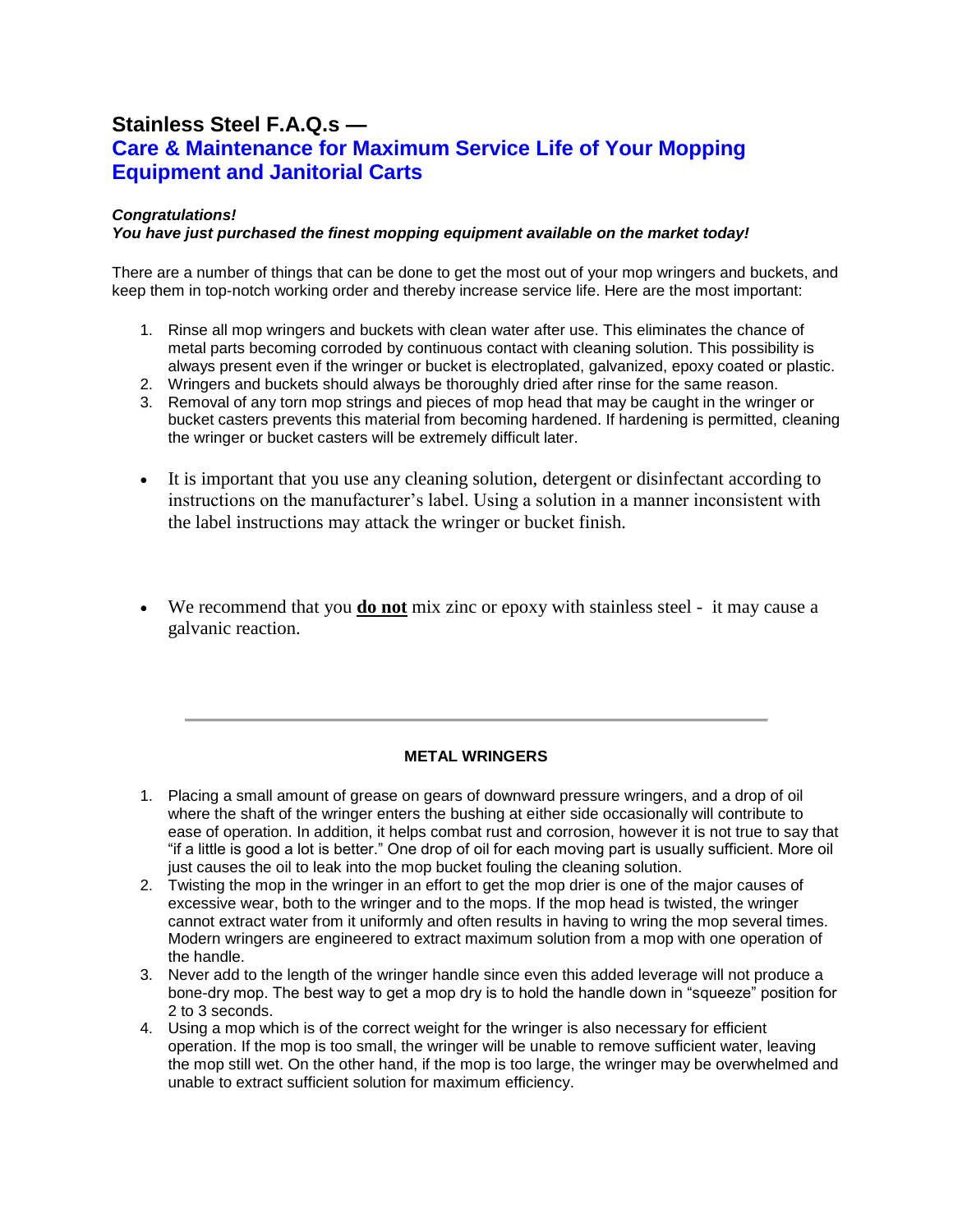# Stainless Steel F.A.Q.s —
## Care & Maintenance for Maximum Service Life of Your Mopping Equipment and Janitorial Carts

***Congratulations!***
***You have just purchased the finest mopping equipment available on the market today!***

There are a number of things that can be done to get the most out of your mop wringers and buckets, and keep them in top-notch working order and thereby increase service life. Here are the most important:

1. Rinse all mop wringers and buckets with clean water after use. This eliminates the chance of metal parts becoming corroded by continuous contact with cleaning solution. This possibility is always present even if the wringer or bucket is electroplated, galvanized, epoxy coated or plastic.
2. Wringers and buckets should always be thoroughly dried after rinse for the same reason.
3. Removal of any torn mop strings and pieces of mop head that may be caught in the wringer or bucket casters prevents this material from becoming hardened. If hardening is permitted, cleaning the wringer or bucket casters will be extremely difficult later.

- It is important that you use any cleaning solution, detergent or disinfectant according to instructions on the manufacturer's label. Using a solution in a manner inconsistent with the label instructions may attack the wringer or bucket finish.

- We recommend that you **do not** mix zinc or epoxy with stainless steel - it may cause a galvanic reaction.

---

**METAL WRINGERS**

1. Placing a small amount of grease on gears of downward pressure wringers, and a drop of oil where the shaft of the wringer enters the bushing at either side occasionally will contribute to ease of operation. In addition, it helps combat rust and corrosion, however it is not true to say that "if a little is good a lot is better." One drop of oil for each moving part is usually sufficient. More oil just causes the oil to leak into the mop bucket fouling the cleaning solution.
2. Twisting the mop in the wringer in an effort to get the mop drier is one of the major causes of excessive wear, both to the wringer and to the mops. If the mop head is twisted, the wringer cannot extract water from it uniformly and often results in having to wring the mop several times. Modern wringers are engineered to extract maximum solution from a mop with one operation of the handle.
3. Never add to the length of the wringer handle since even this added leverage will not produce a bone-dry mop. The best way to get a mop dry is to hold the handle down in "squeeze" position for 2 to 3 seconds.
4. Using a mop which is of the correct weight for the wringer is also necessary for efficient operation. If the mop is too small, the wringer will be unable to remove sufficient water, leaving the mop still wet. On the other hand, if the mop is too large, the wringer may be overwhelmed and unable to extract sufficient solution for maximum efficiency.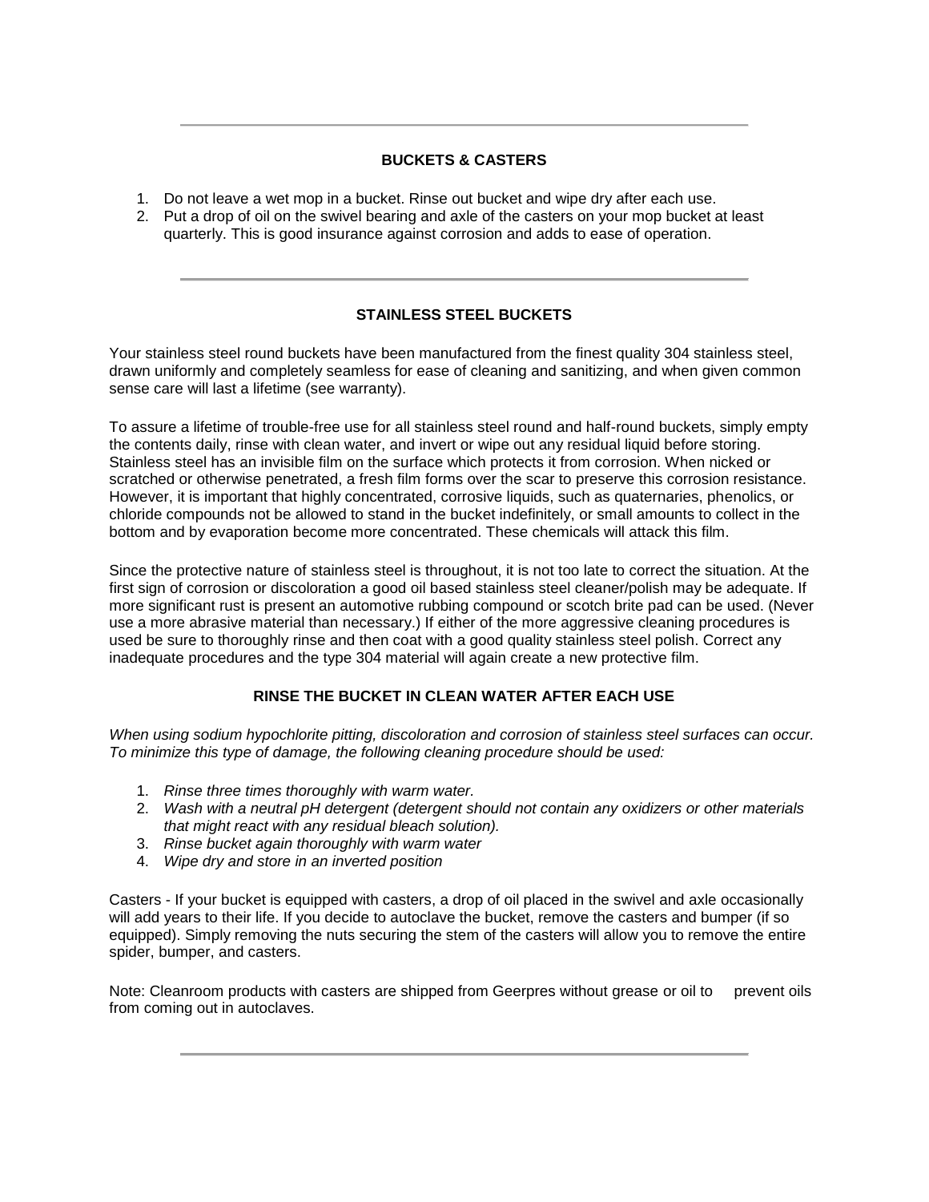---

## BUCKETS & CASTERS

1. Do not leave a wet mop in a bucket. Rinse out bucket and wipe dry after each use.
2. Put a drop of oil on the swivel bearing and axle of the casters on your mop bucket at least quarterly. This is good insurance against corrosion and adds to ease of operation.

---

## STAINLESS STEEL BUCKETS

Your stainless steel round buckets have been manufactured from the finest quality 304 stainless steel, drawn uniformly and completely seamless for ease of cleaning and sanitizing, and when given common sense care will last a lifetime (see warranty).

To assure a lifetime of trouble-free use for all stainless steel round and half-round buckets, simply empty the contents daily, rinse with clean water, and invert or wipe out any residual liquid before storing. Stainless steel has an invisible film on the surface which protects it from corrosion. When nicked or scratched or otherwise penetrated, a fresh film forms over the scar to preserve this corrosion resistance. However, it is important that highly concentrated, corrosive liquids, such as quaternaries, phenolics, or chloride compounds not be allowed to stand in the bucket indefinitely, or small amounts to collect in the bottom and by evaporation become more concentrated. These chemicals will attack this film.

Since the protective nature of stainless steel is throughout, it is not too late to correct the situation. At the first sign of corrosion or discoloration a good oil based stainless steel cleaner/polish may be adequate. If more significant rust is present an automotive rubbing compound or scotch brite pad can be used. (Never use a more abrasive material than necessary.) If either of the more aggressive cleaning procedures is used be sure to thoroughly rinse and then coat with a good quality stainless steel polish. Correct any inadequate procedures and the type 304 material will again create a new protective film.

### RINSE THE BUCKET IN CLEAN WATER AFTER EACH USE

*When using sodium hypochlorite pitting, discoloration and corrosion of stainless steel surfaces can occur. To minimize this type of damage, the following cleaning procedure should be used:*

1. *Rinse three times thoroughly with warm water.*
2. *Wash with a neutral pH detergent (detergent should not contain any oxidizers or other materials that might react with any residual bleach solution).*
3. *Rinse bucket again thoroughly with warm water*
4. *Wipe dry and store in an inverted position*

Casters - If your bucket is equipped with casters, a drop of oil placed in the swivel and axle occasionally will add years to their life. If you decide to autoclave the bucket, remove the casters and bumper (if so equipped). Simply removing the nuts securing the stem of the casters will allow you to remove the entire spider, bumper, and casters.

Note: Cleanroom products with casters are shipped from Geerpres without grease or oil to prevent oils from coming out in autoclaves.

---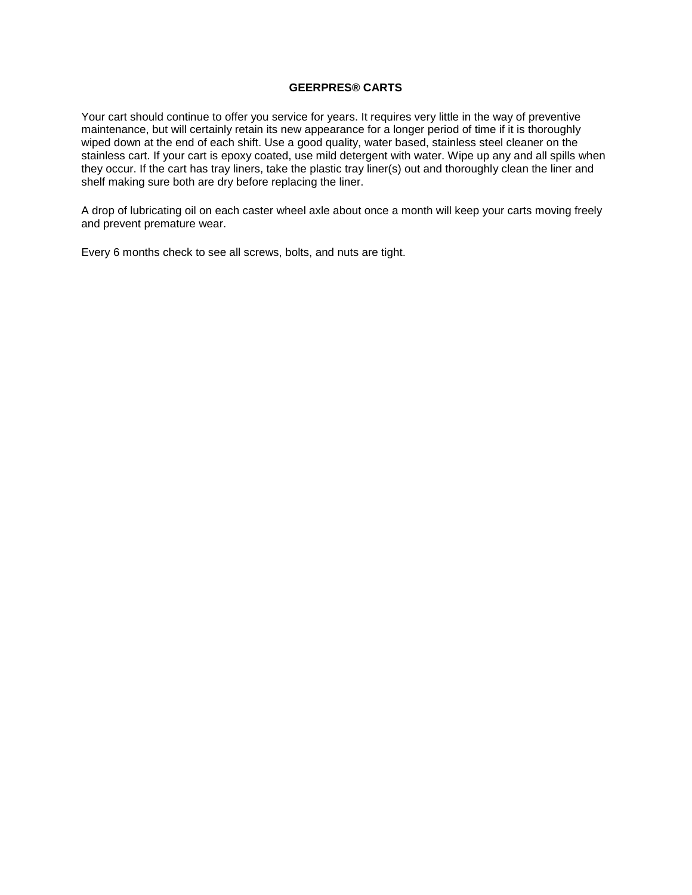# GEERPRES® CARTS

Your cart should continue to offer you service for years. It requires very little in the way of preventive maintenance, but will certainly retain its new appearance for a longer period of time if it is thoroughly wiped down at the end of each shift. Use a good quality, water based, stainless steel cleaner on the stainless cart. If your cart is epoxy coated, use mild detergent with water. Wipe up any and all spills when they occur. If the cart has tray liners, take the plastic tray liner(s) out and thoroughly clean the liner and shelf making sure both are dry before replacing the liner.

A drop of lubricating oil on each caster wheel axle about once a month will keep your carts moving freely and prevent premature wear.

Every 6 months check to see all screws, bolts, and nuts are tight.